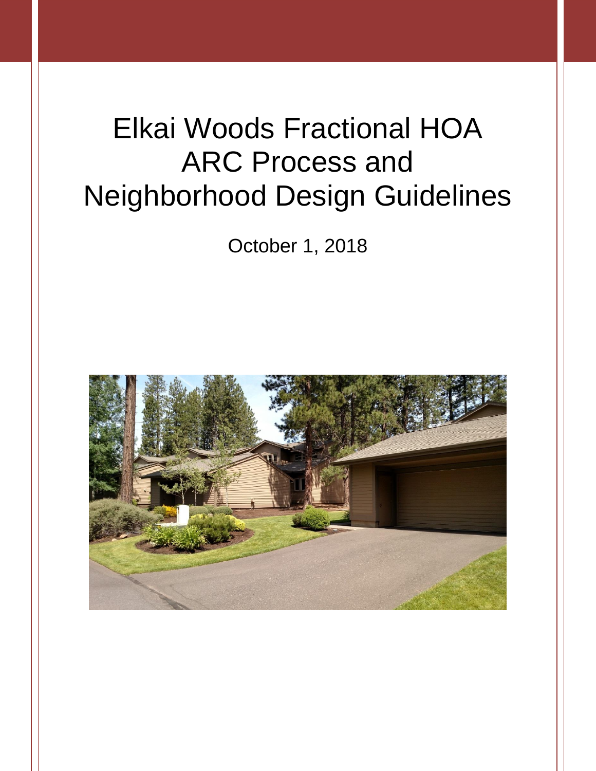# Elkai Woods Fractional HOA ARC Process and Neighborhood Design Guidelines

October 1, 2018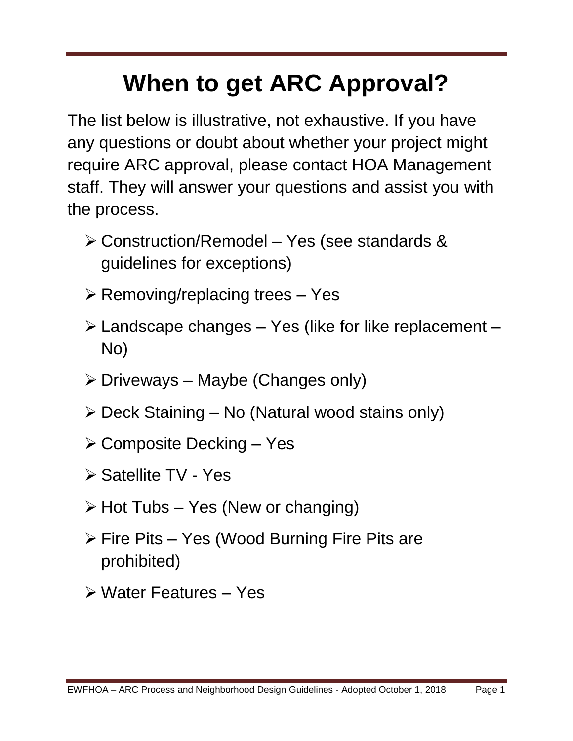# When to get ARC Approval?

The list below is illustrative, not exhaustive. If you have any questions or doubt about whether your project might require ARC approval, please contact HOA Management staff. They will answer your questions and assist you with the process.

- Construction/Remodel – Yes (see standards & guidelines for exceptions)
- Removing/replacing trees – Yes
- Landscape changes – Yes (like for like replacement – No)
- Driveways – Maybe (Changes only)
- Deck Staining – No (Natural wood stains only)
- Composite Decking – Yes
- Satellite TV - Yes
- Hot Tubs – Yes (New or changing)
- Fire Pits – Yes (Wood Burning Fire Pits are prohibited)
- Water Features – Yes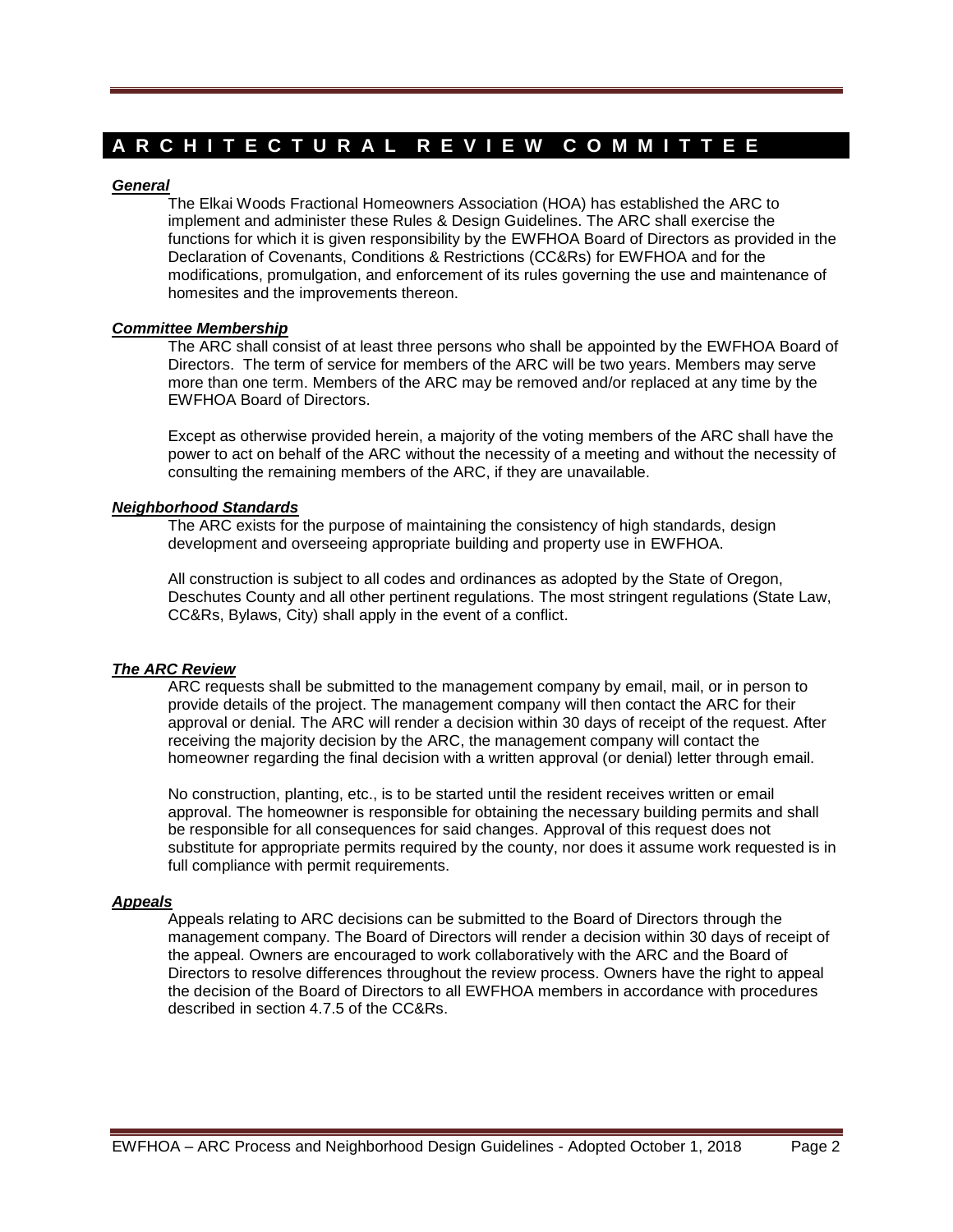# ARCHITECTURAL REVIEW COMMITTEE

***General***

The Elkai Woods Fractional Homeowners Association (HOA) has established the ARC to implement and administer these Rules & Design Guidelines. The ARC shall exercise the functions for which it is given responsibility by the EWFHOA Board of Directors as provided in the Declaration of Covenants, Conditions & Restrictions (CC&Rs) for EWFHOA and for the modifications, promulgation, and enforcement of its rules governing the use and maintenance of homesites and the improvements thereon.

***Committee Membership***

The ARC shall consist of at least three persons who shall be appointed by the EWFHOA Board of Directors. The term of service for members of the ARC will be two years. Members may serve more than one term. Members of the ARC may be removed and/or replaced at any time by the EWFHOA Board of Directors.

Except as otherwise provided herein, a majority of the voting members of the ARC shall have the power to act on behalf of the ARC without the necessity of a meeting and without the necessity of consulting the remaining members of the ARC, if they are unavailable.

***Neighborhood Standards***

The ARC exists for the purpose of maintaining the consistency of high standards, design development and overseeing appropriate building and property use in EWFHOA.

All construction is subject to all codes and ordinances as adopted by the State of Oregon, Deschutes County and all other pertinent regulations. The most stringent regulations (State Law, CC&Rs, Bylaws, City) shall apply in the event of a conflict.

***The ARC Review***

ARC requests shall be submitted to the management company by email, mail, or in person to provide details of the project. The management company will then contact the ARC for their approval or denial. The ARC will render a decision within 30 days of receipt of the request. After receiving the majority decision by the ARC, the management company will contact the homeowner regarding the final decision with a written approval (or denial) letter through email.

No construction, planting, etc., is to be started until the resident receives written or email approval. The homeowner is responsible for obtaining the necessary building permits and shall be responsible for all consequences for said changes. Approval of this request does not substitute for appropriate permits required by the county, nor does it assume work requested is in full compliance with permit requirements.

***Appeals***

Appeals relating to ARC decisions can be submitted to the Board of Directors through the management company. The Board of Directors will render a decision within 30 days of receipt of the appeal. Owners are encouraged to work collaboratively with the ARC and the Board of Directors to resolve differences throughout the review process. Owners have the right to appeal the decision of the Board of Directors to all EWFHOA members in accordance with procedures described in section 4.7.5 of the CC&Rs.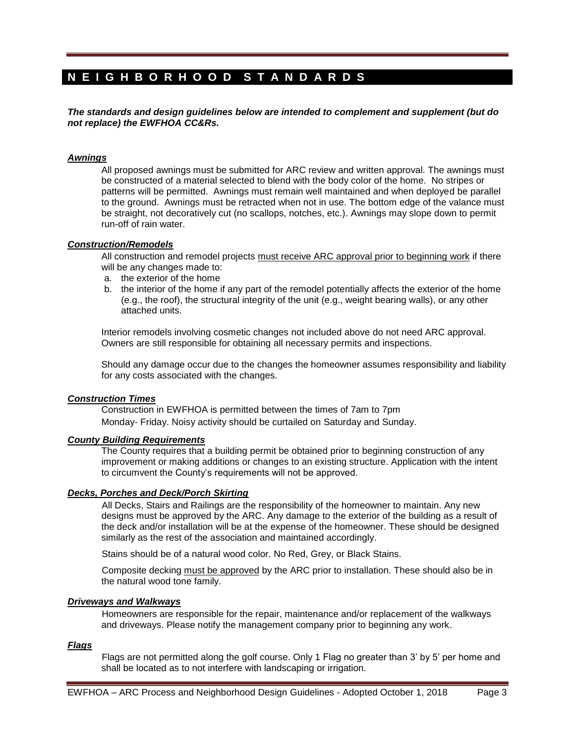## N E I G H B O R H O O D S T A N D A R D S

***The standards and design guidelines below are intended to complement and supplement (but do not replace) the EWFHOA CC&Rs.***

### ***Awnings***

All proposed awnings must be submitted for ARC review and written approval. The awnings must be constructed of a material selected to blend with the body color of the home. No stripes or patterns will be permitted. Awnings must remain well maintained and when deployed be parallel to the ground. Awnings must be retracted when not in use. The bottom edge of the valance must be straight, not decoratively cut (no scallops, notches, etc.). Awnings may slope down to permit run-off of rain water.

### ***Construction/Remodels***

All construction and remodel projects <u>must receive ARC approval prior to beginning work</u> if there will be any changes made to:

a. the exterior of the home
b. the interior of the home if any part of the remodel potentially affects the exterior of the home (e.g., the roof), the structural integrity of the unit (e.g., weight bearing walls), or any other attached units.

Interior remodels involving cosmetic changes not included above do not need ARC approval. Owners are still responsible for obtaining all necessary permits and inspections.

Should any damage occur due to the changes the homeowner assumes responsibility and liability for any costs associated with the changes.

### ***Construction Times***

Construction in EWFHOA is permitted between the times of 7am to 7pm Monday- Friday. Noisy activity should be curtailed on Saturday and Sunday.

### ***County Building Requirements***

The County requires that a building permit be obtained prior to beginning construction of any improvement or making additions or changes to an existing structure. Application with the intent to circumvent the County's requirements will not be approved.

### ***Decks, Porches and Deck/Porch Skirting***

All Decks, Stairs and Railings are the responsibility of the homeowner to maintain. Any new designs must be approved by the ARC. Any damage to the exterior of the building as a result of the deck and/or installation will be at the expense of the homeowner. These should be designed similarly as the rest of the association and maintained accordingly.

Stains should be of a natural wood color. No Red, Grey, or Black Stains.

Composite decking <u>must be approved</u> by the ARC prior to installation. These should also be in the natural wood tone family.

### ***Driveways and Walkways***

Homeowners are responsible for the repair, maintenance and/or replacement of the walkways and driveways. Please notify the management company prior to beginning any work.

### ***Flags***

Flags are not permitted along the golf course. Only 1 Flag no greater than 3' by 5' per home and shall be located as to not interfere with landscaping or irrigation.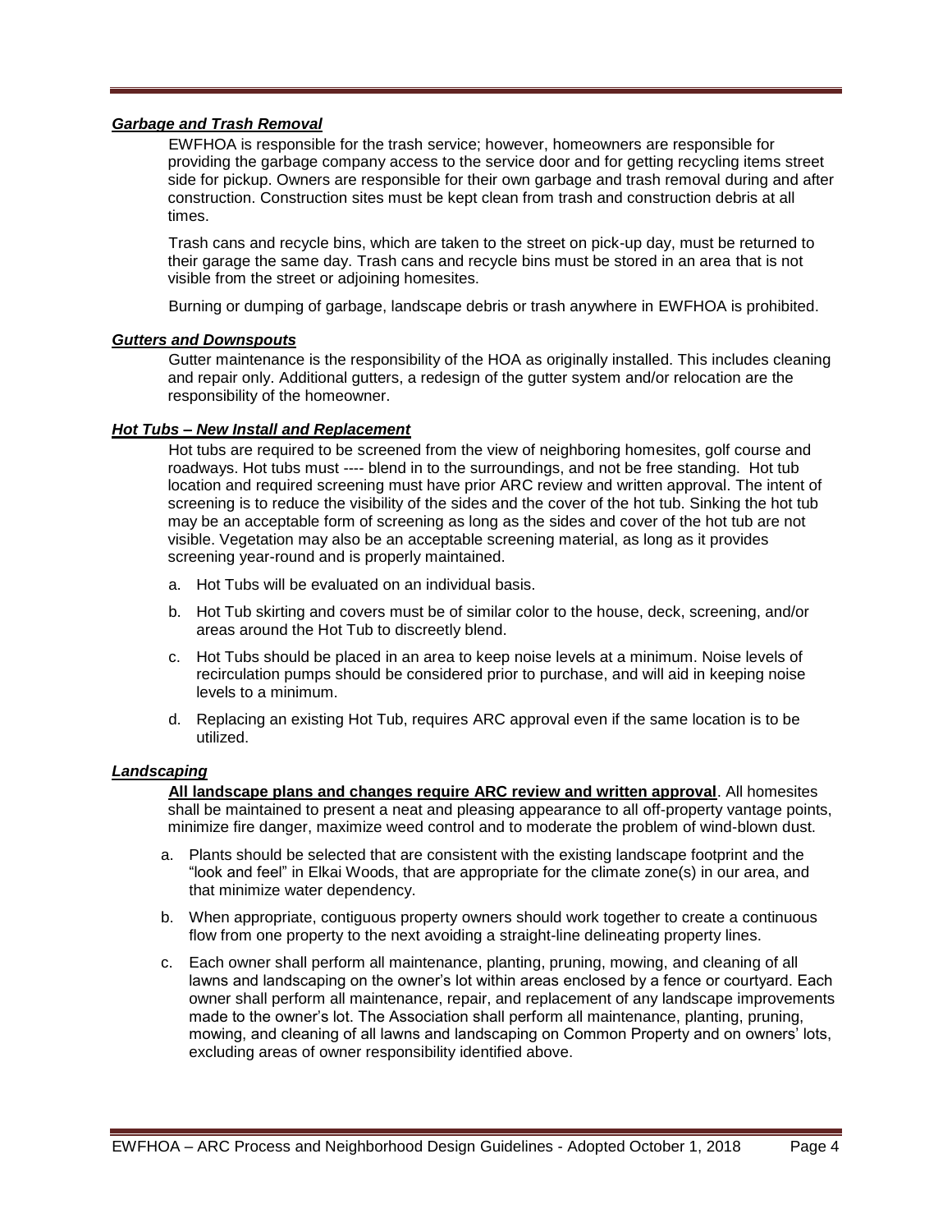***Garbage and Trash Removal***

EWFHOA is responsible for the trash service; however, homeowners are responsible for providing the garbage company access to the service door and for getting recycling items street side for pickup. Owners are responsible for their own garbage and trash removal during and after construction. Construction sites must be kept clean from trash and construction debris at all times.

Trash cans and recycle bins, which are taken to the street on pick-up day, must be returned to their garage the same day. Trash cans and recycle bins must be stored in an area that is not visible from the street or adjoining homesites.

Burning or dumping of garbage, landscape debris or trash anywhere in EWFHOA is prohibited.

***Gutters and Downspouts***

Gutter maintenance is the responsibility of the HOA as originally installed. This includes cleaning and repair only. Additional gutters, a redesign of the gutter system and/or relocation are the responsibility of the homeowner.

***Hot Tubs – New Install and Replacement***

Hot tubs are required to be screened from the view of neighboring homesites, golf course and roadways. Hot tubs must ---- blend in to the surroundings, and not be free standing. Hot tub location and required screening must have prior ARC review and written approval. The intent of screening is to reduce the visibility of the sides and the cover of the hot tub. Sinking the hot tub may be an acceptable form of screening as long as the sides and cover of the hot tub are not visible. Vegetation may also be an acceptable screening material, as long as it provides screening year-round and is properly maintained.

a. Hot Tubs will be evaluated on an individual basis.

b. Hot Tub skirting and covers must be of similar color to the house, deck, screening, and/or areas around the Hot Tub to discreetly blend.

c. Hot Tubs should be placed in an area to keep noise levels at a minimum. Noise levels of recirculation pumps should be considered prior to purchase, and will aid in keeping noise levels to a minimum.

d. Replacing an existing Hot Tub, requires ARC approval even if the same location is to be utilized.

***Landscaping***

**All landscape plans and changes require ARC review and written approval**. All homesites shall be maintained to present a neat and pleasing appearance to all off-property vantage points, minimize fire danger, maximize weed control and to moderate the problem of wind-blown dust.

a. Plants should be selected that are consistent with the existing landscape footprint and the "look and feel" in Elkai Woods, that are appropriate for the climate zone(s) in our area, and that minimize water dependency.

b. When appropriate, contiguous property owners should work together to create a continuous flow from one property to the next avoiding a straight-line delineating property lines.

c. Each owner shall perform all maintenance, planting, pruning, mowing, and cleaning of all lawns and landscaping on the owner's lot within areas enclosed by a fence or courtyard. Each owner shall perform all maintenance, repair, and replacement of any landscape improvements made to the owner's lot. The Association shall perform all maintenance, planting, pruning, mowing, and cleaning of all lawns and landscaping on Common Property and on owners' lots, excluding areas of owner responsibility identified above.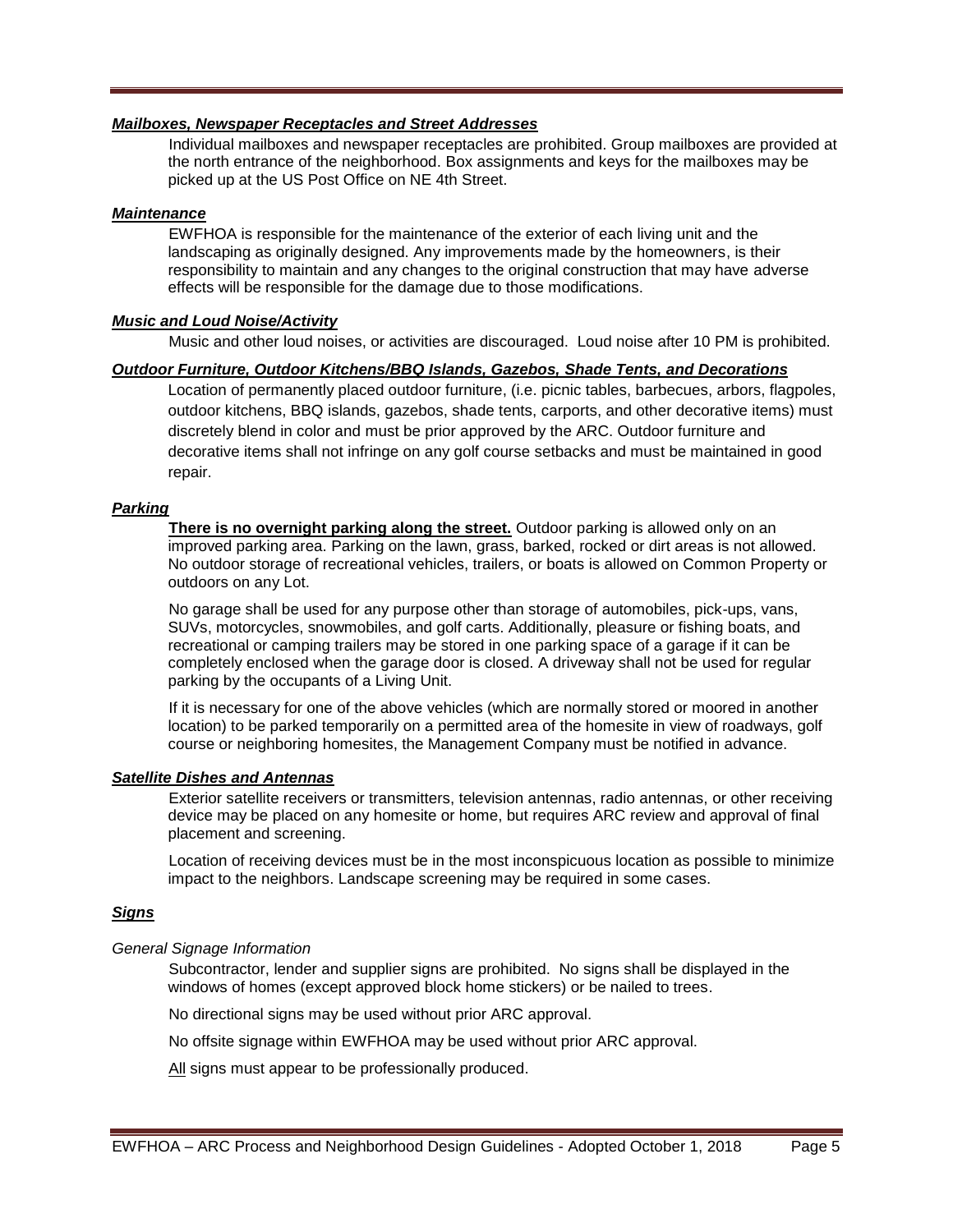***Mailboxes, Newspaper Receptacles and Street Addresses***

Individual mailboxes and newspaper receptacles are prohibited. Group mailboxes are provided at the north entrance of the neighborhood. Box assignments and keys for the mailboxes may be picked up at the US Post Office on NE 4th Street.

***Maintenance***

EWFHOA is responsible for the maintenance of the exterior of each living unit and the landscaping as originally designed. Any improvements made by the homeowners, is their responsibility to maintain and any changes to the original construction that may have adverse effects will be responsible for the damage due to those modifications.

***Music and Loud Noise/Activity***

Music and other loud noises, or activities are discouraged. Loud noise after 10 PM is prohibited.

***Outdoor Furniture, Outdoor Kitchens/BBQ Islands, Gazebos, Shade Tents, and Decorations***

Location of permanently placed outdoor furniture, (i.e. picnic tables, barbecues, arbors, flagpoles, outdoor kitchens, BBQ islands, gazebos, shade tents, carports, and other decorative items) must discretely blend in color and must be prior approved by the ARC. Outdoor furniture and decorative items shall not infringe on any golf course setbacks and must be maintained in good repair.

***Parking***

**There is no overnight parking along the street.** Outdoor parking is allowed only on an improved parking area. Parking on the lawn, grass, barked, rocked or dirt areas is not allowed. No outdoor storage of recreational vehicles, trailers, or boats is allowed on Common Property or outdoors on any Lot.

No garage shall be used for any purpose other than storage of automobiles, pick-ups, vans, SUVs, motorcycles, snowmobiles, and golf carts. Additionally, pleasure or fishing boats, and recreational or camping trailers may be stored in one parking space of a garage if it can be completely enclosed when the garage door is closed. A driveway shall not be used for regular parking by the occupants of a Living Unit.

If it is necessary for one of the above vehicles (which are normally stored or moored in another location) to be parked temporarily on a permitted area of the homesite in view of roadways, golf course or neighboring homesites, the Management Company must be notified in advance.

***Satellite Dishes and Antennas***

Exterior satellite receivers or transmitters, television antennas, radio antennas, or other receiving device may be placed on any homesite or home, but requires ARC review and approval of final placement and screening.

Location of receiving devices must be in the most inconspicuous location as possible to minimize impact to the neighbors. Landscape screening may be required in some cases.

***Signs***

*General Signage Information*

Subcontractor, lender and supplier signs are prohibited. No signs shall be displayed in the windows of homes (except approved block home stickers) or be nailed to trees.

No directional signs may be used without prior ARC approval.

No offsite signage within EWFHOA may be used without prior ARC approval.

All signs must appear to be professionally produced.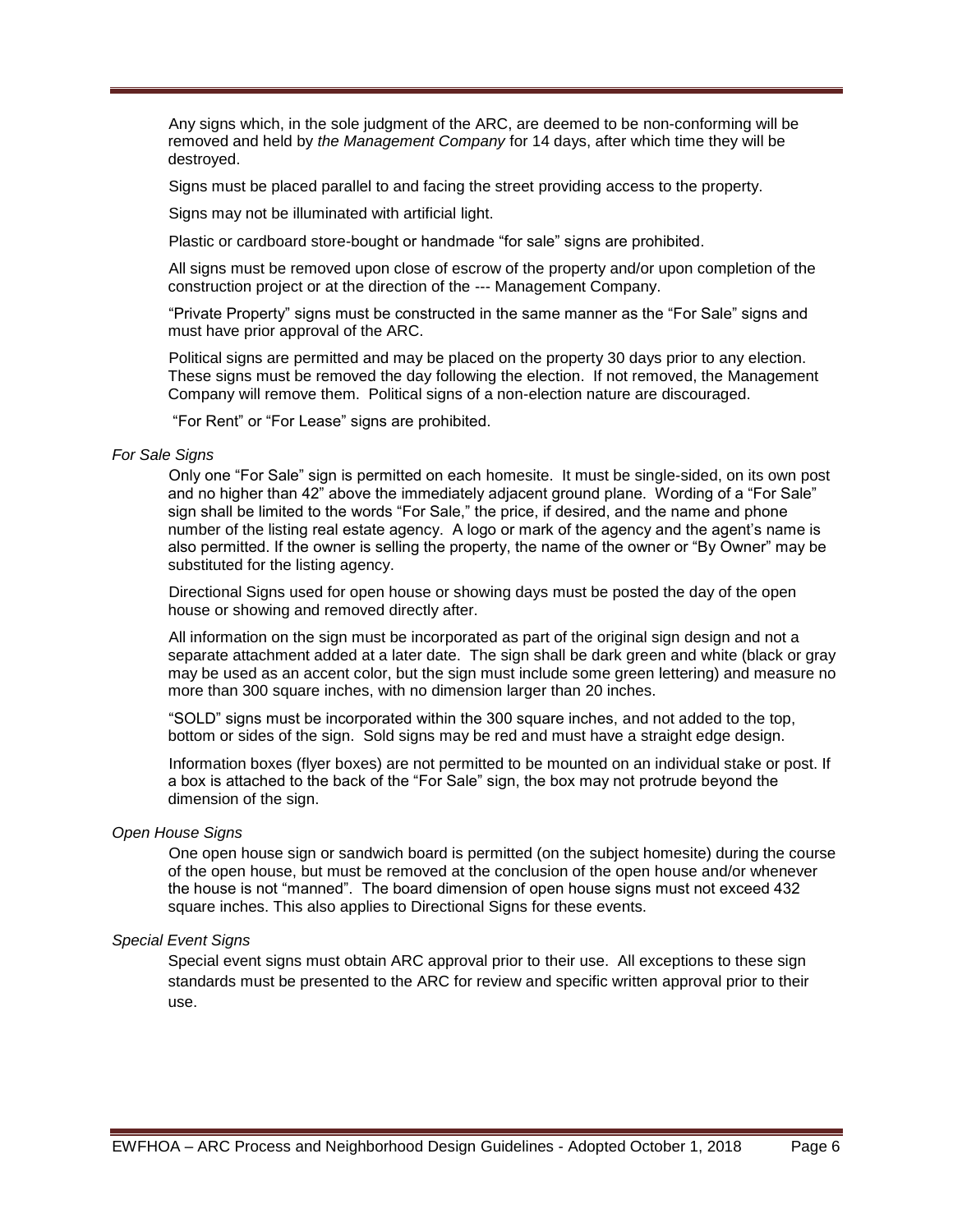Any signs which, in the sole judgment of the ARC, are deemed to be non-conforming will be removed and held by *the Management Company* for 14 days, after which time they will be destroyed.

Signs must be placed parallel to and facing the street providing access to the property.

Signs may not be illuminated with artificial light.

Plastic or cardboard store-bought or handmade "for sale" signs are prohibited.

All signs must be removed upon close of escrow of the property and/or upon completion of the construction project or at the direction of the --- Management Company.

"Private Property" signs must be constructed in the same manner as the "For Sale" signs and must have prior approval of the ARC.

Political signs are permitted and may be placed on the property 30 days prior to any election. These signs must be removed the day following the election. If not removed, the Management Company will remove them. Political signs of a non-election nature are discouraged.

"For Rent" or "For Lease" signs are prohibited.

*For Sale Signs*

Only one "For Sale" sign is permitted on each homesite. It must be single-sided, on its own post and no higher than 42" above the immediately adjacent ground plane. Wording of a "For Sale" sign shall be limited to the words "For Sale," the price, if desired, and the name and phone number of the listing real estate agency. A logo or mark of the agency and the agent's name is also permitted. If the owner is selling the property, the name of the owner or "By Owner" may be substituted for the listing agency.

Directional Signs used for open house or showing days must be posted the day of the open house or showing and removed directly after.

All information on the sign must be incorporated as part of the original sign design and not a separate attachment added at a later date. The sign shall be dark green and white (black or gray may be used as an accent color, but the sign must include some green lettering) and measure no more than 300 square inches, with no dimension larger than 20 inches.

"SOLD" signs must be incorporated within the 300 square inches, and not added to the top, bottom or sides of the sign. Sold signs may be red and must have a straight edge design.

Information boxes (flyer boxes) are not permitted to be mounted on an individual stake or post. If a box is attached to the back of the "For Sale" sign, the box may not protrude beyond the dimension of the sign.

*Open House Signs*

One open house sign or sandwich board is permitted (on the subject homesite) during the course of the open house, but must be removed at the conclusion of the open house and/or whenever the house is not "manned". The board dimension of open house signs must not exceed 432 square inches. This also applies to Directional Signs for these events.

*Special Event Signs*

Special event signs must obtain ARC approval prior to their use. All exceptions to these sign standards must be presented to the ARC for review and specific written approval prior to their use.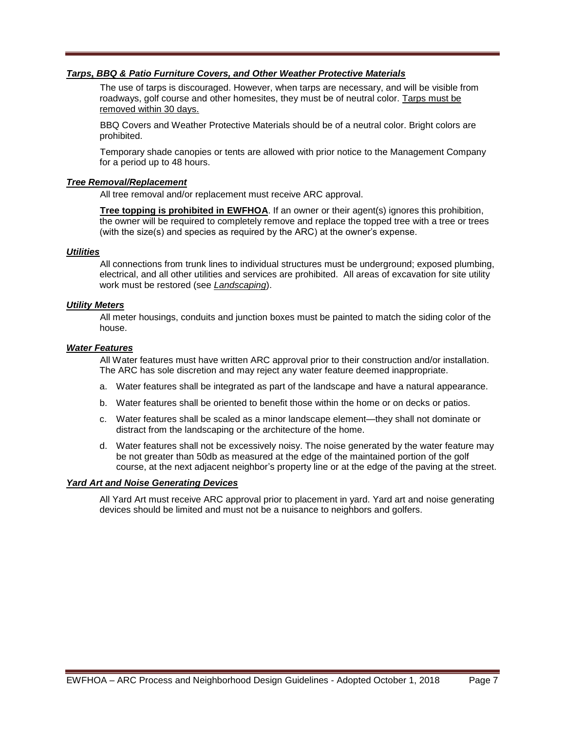***Tarps, BBQ & Patio Furniture Covers, and Other Weather Protective Materials***

The use of tarps is discouraged. However, when tarps are necessary, and will be visible from roadways, golf course and other homesites, they must be of neutral color. Tarps must be removed within 30 days.

BBQ Covers and Weather Protective Materials should be of a neutral color. Bright colors are prohibited.

Temporary shade canopies or tents are allowed with prior notice to the Management Company for a period up to 48 hours.

***Tree Removal/Replacement***

All tree removal and/or replacement must receive ARC approval.

**Tree topping is prohibited in EWFHOA**. If an owner or their agent(s) ignores this prohibition, the owner will be required to completely remove and replace the topped tree with a tree or trees (with the size(s) and species as required by the ARC) at the owner's expense.

***Utilities***

All connections from trunk lines to individual structures must be underground; exposed plumbing, electrical, and all other utilities and services are prohibited. All areas of excavation for site utility work must be restored (see *Landscaping*).

***Utility Meters***

All meter housings, conduits and junction boxes must be painted to match the siding color of the house.

***Water Features***

All Water features must have written ARC approval prior to their construction and/or installation. The ARC has sole discretion and may reject any water feature deemed inappropriate.

a. Water features shall be integrated as part of the landscape and have a natural appearance.

b. Water features shall be oriented to benefit those within the home or on decks or patios.

c. Water features shall be scaled as a minor landscape element—they shall not dominate or distract from the landscaping or the architecture of the home.

d. Water features shall not be excessively noisy. The noise generated by the water feature may be not greater than 50db as measured at the edge of the maintained portion of the golf course, at the next adjacent neighbor's property line or at the edge of the paving at the street.

***Yard Art and Noise Generating Devices***

All Yard Art must receive ARC approval prior to placement in yard. Yard art and noise generating devices should be limited and must not be a nuisance to neighbors and golfers.